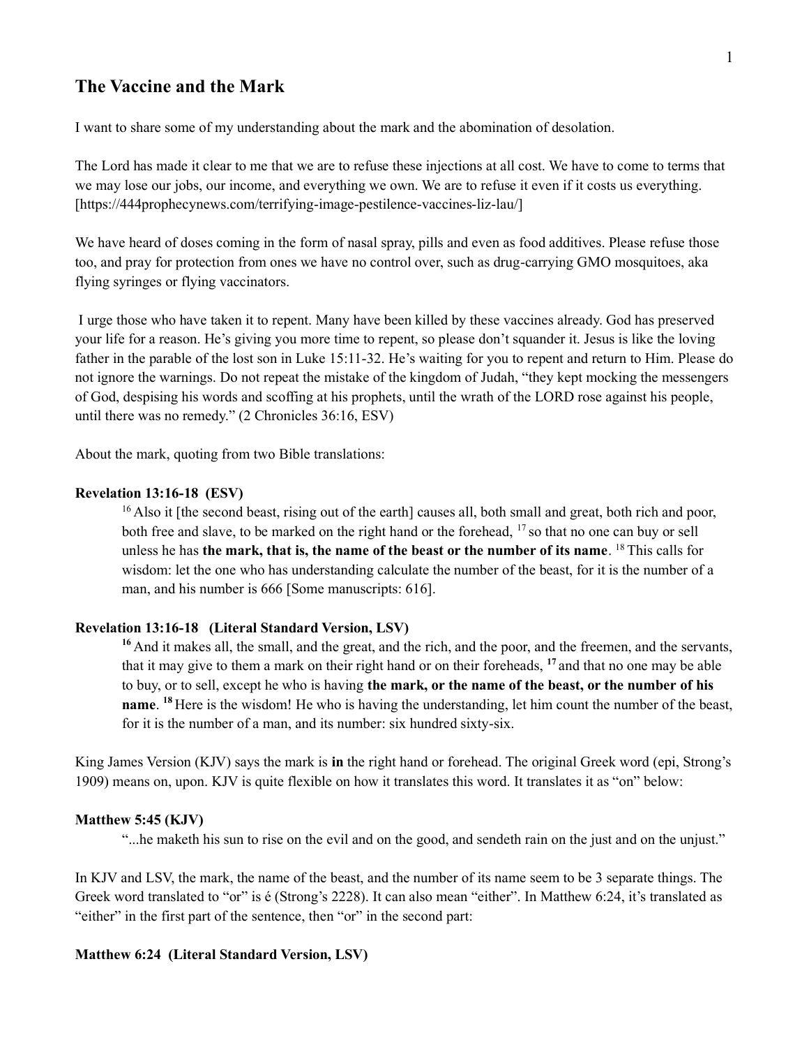## The Vaccine and the Mark

I want to share some of my understanding about the mark and the abomination of desolation.

The Lord has made it clear to me that we are to refuse these injections at all cost. We have to come to terms that we may lose our jobs, our income, and everything we own. We are to refuse it even if it costs us everything. [https://444prophecynews.com/terrifying-image-pestilence-vaccines-liz-lau/]

We have heard of doses coming in the form of nasal spray, pills and even as food additives. Please refuse those too, and pray for protection from ones we have no control over, such as drug-carrying GMO mosquitoes, aka flying syringes or flying vaccinators.

I urge those who have taken it to repent. Many have been killed by these vaccines already. God has preserved your life for a reason. He's giving you more time to repent, so please don't squander it. Jesus is like the loving father in the parable of the lost son in Luke 15:11-32. He's waiting for you to repent and return to Him. Please do not ignore the warnings. Do not repeat the mistake of the kingdom of Judah, "they kept mocking the messengers of God, despising his words and scoffing at his prophets, until the wrath of the LORD rose against his people, until there was no remedy." (2 Chronicles 36:16, ESV)

About the mark, quoting from two Bible translations:

**Revelation 13:16-18 (ESV)**

> 16 Also it [the second beast, rising out of the earth] causes all, both small and great, both rich and poor, both free and slave, to be marked on the right hand or the forehead, 17 so that no one can buy or sell unless he has **the mark, that is, the name of the beast or the number of its name**. 18 This calls for wisdom: let the one who has understanding calculate the number of the beast, for it is the number of a man, and his number is 666 [Some manuscripts: 616].

**Revelation 13:16-18 (Literal Standard Version, LSV)**

> **16** And it makes all, the small, and the great, and the rich, and the poor, and the freemen, and the servants, that it may give to them a mark on their right hand or on their foreheads, **17** and that no one may be able to buy, or to sell, except he who is having **the mark, or the name of the beast, or the number of his name**. **18** Here is the wisdom! He who is having the understanding, let him count the number of the beast, for it is the number of a man, and its number: six hundred sixty-six.

King James Version (KJV) says the mark is **in** the right hand or forehead. The original Greek word (epi, Strong's 1909) means on, upon. KJV is quite flexible on how it translates this word. It translates it as "on" below:

**Matthew 5:45 (KJV)**

> "...he maketh his sun to rise on the evil and on the good, and sendeth rain on the just and on the unjust."

In KJV and LSV, the mark, the name of the beast, and the number of its name seem to be 3 separate things. The Greek word translated to "or" is é (Strong's 2228). It can also mean "either". In Matthew 6:24, it's translated as "either" in the first part of the sentence, then "or" in the second part:

**Matthew 6:24 (Literal Standard Version, LSV)**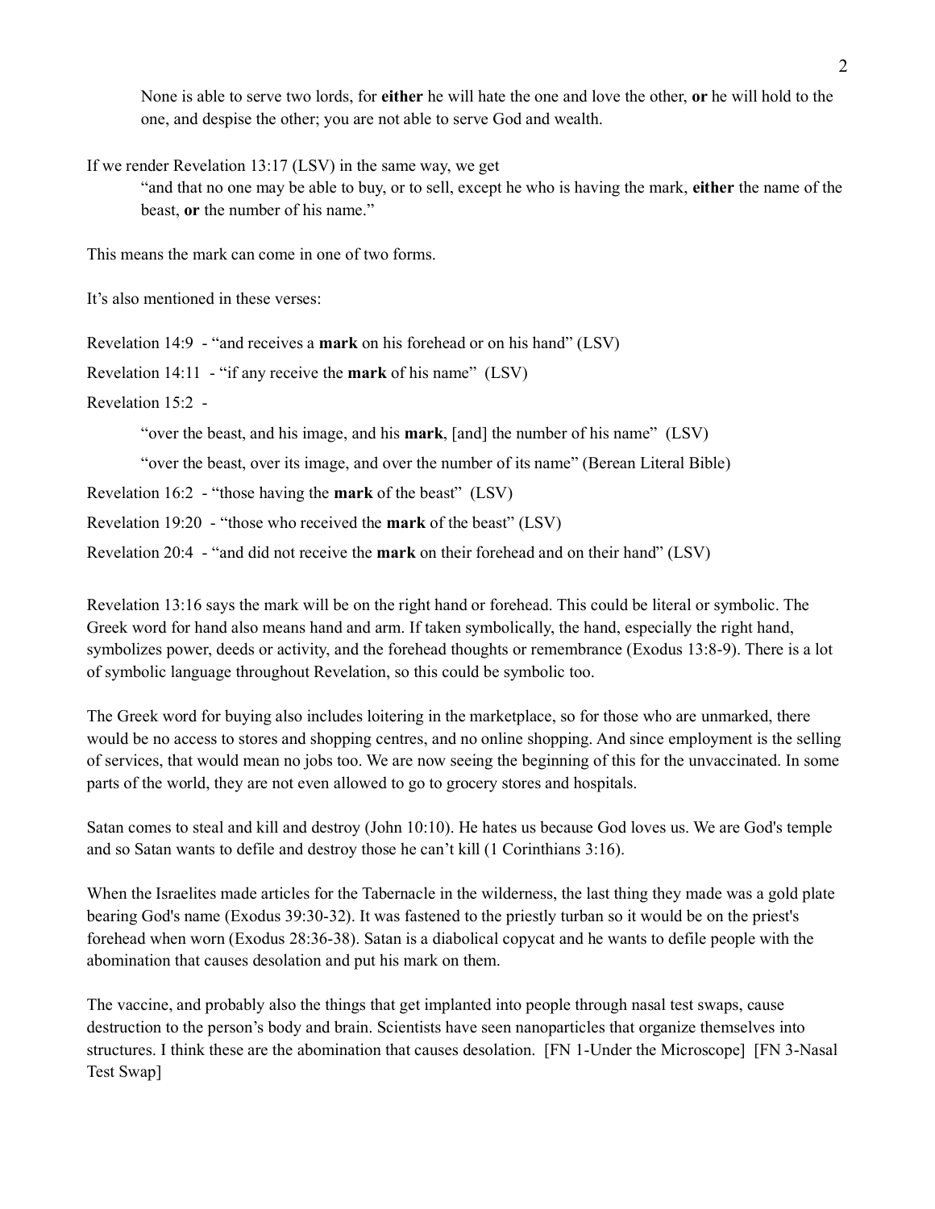> None is able to serve two lords, for **either** he will hate the one and love the other, **or** he will hold to the one, and despise the other; you are not able to serve God and wealth.

If we render Revelation 13:17 (LSV) in the same way, we get

> "and that no one may be able to buy, or to sell, except he who is having the mark, **either** the name of the beast, **or** the number of his name."

This means the mark can come in one of two forms.

It's also mentioned in these verses:

Revelation 14:9 - "and receives a **mark** on his forehead or on his hand" (LSV)

Revelation 14:11 - "if any receive the **mark** of his name" (LSV)

Revelation 15:2 -

> "over the beast, and his image, and his **mark**, [and] the number of his name" (LSV)
>
> "over the beast, over its image, and over the number of its name" (Berean Literal Bible)

Revelation 16:2 - "those having the **mark** of the beast" (LSV)

Revelation 19:20 - "those who received the **mark** of the beast" (LSV)

Revelation 20:4 - "and did not receive the **mark** on their forehead and on their hand" (LSV)

Revelation 13:16 says the mark will be on the right hand or forehead. This could be literal or symbolic. The Greek word for hand also means hand and arm. If taken symbolically, the hand, especially the right hand, symbolizes power, deeds or activity, and the forehead thoughts or remembrance (Exodus 13:8-9). There is a lot of symbolic language throughout Revelation, so this could be symbolic too.

The Greek word for buying also includes loitering in the marketplace, so for those who are unmarked, there would be no access to stores and shopping centres, and no online shopping. And since employment is the selling of services, that would mean no jobs too. We are now seeing the beginning of this for the unvaccinated. In some parts of the world, they are not even allowed to go to grocery stores and hospitals.

Satan comes to steal and kill and destroy (John 10:10). He hates us because God loves us. We are God's temple and so Satan wants to defile and destroy those he can't kill (1 Corinthians 3:16).

When the Israelites made articles for the Tabernacle in the wilderness, the last thing they made was a gold plate bearing God's name (Exodus 39:30-32). It was fastened to the priestly turban so it would be on the priest's forehead when worn (Exodus 28:36-38). Satan is a diabolical copycat and he wants to defile people with the abomination that causes desolation and put his mark on them.

The vaccine, and probably also the things that get implanted into people through nasal test swaps, cause destruction to the person's body and brain. Scientists have seen nanoparticles that organize themselves into structures. I think these are the abomination that causes desolation. [FN 1-Under the Microscope] [FN 3-Nasal Test Swap]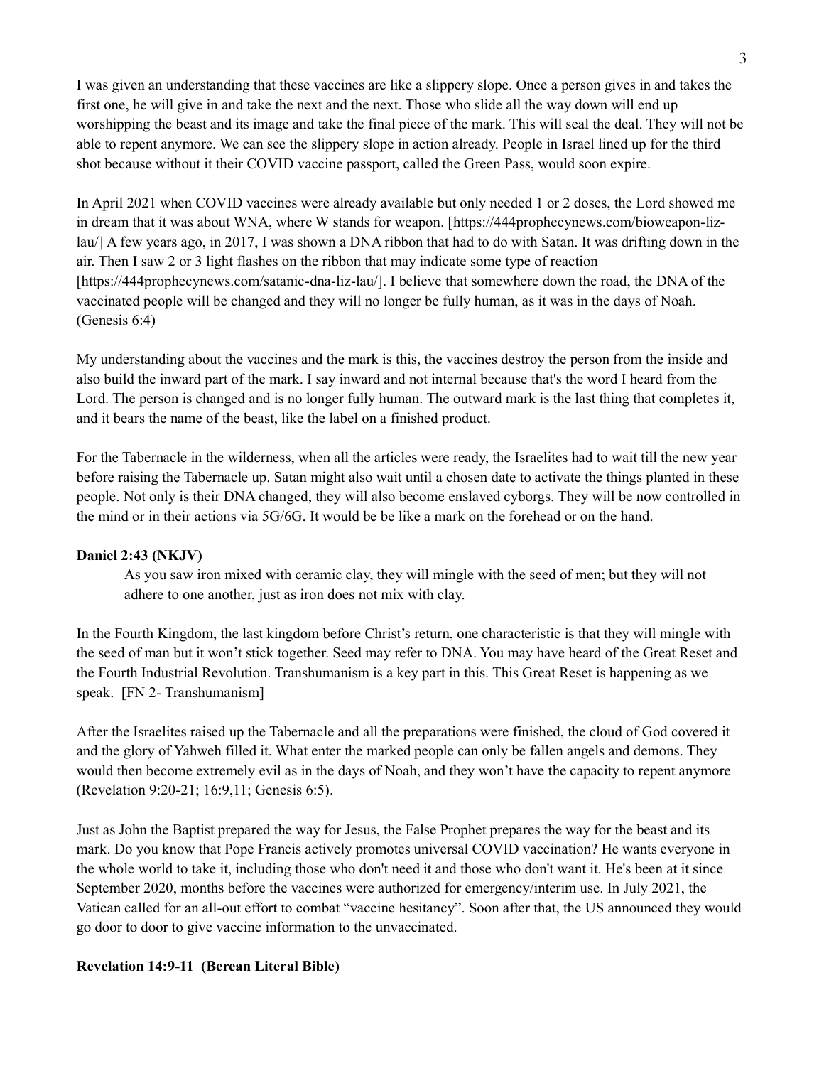I was given an understanding that these vaccines are like a slippery slope. Once a person gives in and takes the first one, he will give in and take the next and the next. Those who slide all the way down will end up worshipping the beast and its image and take the final piece of the mark. This will seal the deal. They will not be able to repent anymore. We can see the slippery slope in action already. People in Israel lined up for the third shot because without it their COVID vaccine passport, called the Green Pass, would soon expire.

In April 2021 when COVID vaccines were already available but only needed 1 or 2 doses, the Lord showed me in dream that it was about WNA, where W stands for weapon. [https://444prophecynews.com/bioweapon-liz-lau/] A few years ago, in 2017, I was shown a DNA ribbon that had to do with Satan. It was drifting down in the air. Then I saw 2 or 3 light flashes on the ribbon that may indicate some type of reaction [https://444prophecynews.com/satanic-dna-liz-lau/]. I believe that somewhere down the road, the DNA of the vaccinated people will be changed and they will no longer be fully human, as it was in the days of Noah. (Genesis 6:4)

My understanding about the vaccines and the mark is this, the vaccines destroy the person from the inside and also build the inward part of the mark. I say inward and not internal because that's the word I heard from the Lord. The person is changed and is no longer fully human. The outward mark is the last thing that completes it, and it bears the name of the beast, like the label on a finished product.

For the Tabernacle in the wilderness, when all the articles were ready, the Israelites had to wait till the new year before raising the Tabernacle up. Satan might also wait until a chosen date to activate the things planted in these people. Not only is their DNA changed, they will also become enslaved cyborgs. They will be now controlled in the mind or in their actions via 5G/6G. It would be be like a mark on the forehead or on the hand.

**Daniel 2:43 (NKJV)**

> As you saw iron mixed with ceramic clay, they will mingle with the seed of men; but they will not adhere to one another, just as iron does not mix with clay.

In the Fourth Kingdom, the last kingdom before Christ's return, one characteristic is that they will mingle with the seed of man but it won't stick together. Seed may refer to DNA. You may have heard of the Great Reset and the Fourth Industrial Revolution. Transhumanism is a key part in this. This Great Reset is happening as we speak. [FN 2- Transhumanism]

After the Israelites raised up the Tabernacle and all the preparations were finished, the cloud of God covered it and the glory of Yahweh filled it. What enter the marked people can only be fallen angels and demons. They would then become extremely evil as in the days of Noah, and they won't have the capacity to repent anymore (Revelation 9:20-21; 16:9,11; Genesis 6:5).

Just as John the Baptist prepared the way for Jesus, the False Prophet prepares the way for the beast and its mark. Do you know that Pope Francis actively promotes universal COVID vaccination? He wants everyone in the whole world to take it, including those who don't need it and those who don't want it. He's been at it since September 2020, months before the vaccines were authorized for emergency/interim use. In July 2021, the Vatican called for an all-out effort to combat "vaccine hesitancy". Soon after that, the US announced they would go door to door to give vaccine information to the unvaccinated.

**Revelation 14:9-11 (Berean Literal Bible)**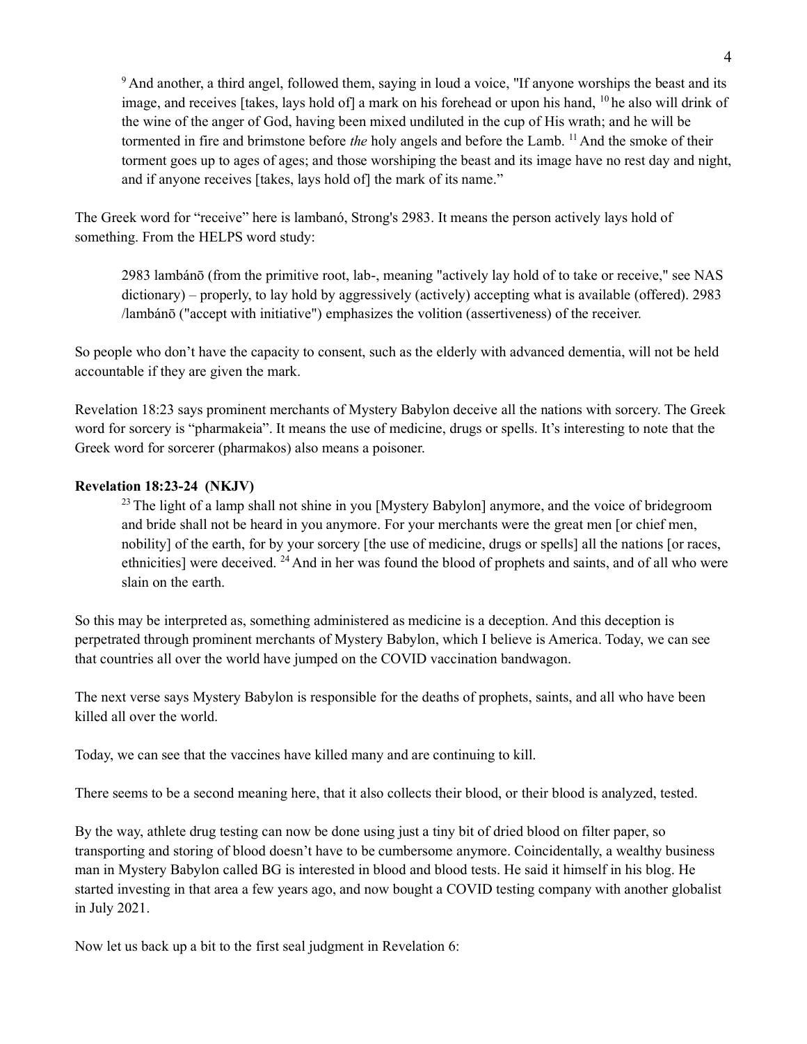> [9] And another, a third angel, followed them, saying in loud a voice, "If anyone worships the beast and its image, and receives [takes, lays hold of] a mark on his forehead or upon his hand, [10] he also will drink of the wine of the anger of God, having been mixed undiluted in the cup of His wrath; and he will be tormented in fire and brimstone before *the* holy angels and before the Lamb. [11] And the smoke of their torment goes up to ages of ages; and those worshiping the beast and its image have no rest day and night, and if anyone receives [takes, lays hold of] the mark of its name."

The Greek word for "receive" here is lambanó, Strong's 2983. It means the person actively lays hold of something. From the HELPS word study:

> 2983 lambánō (from the primitive root, lab-, meaning "actively lay hold of to take or receive," see NAS dictionary) – properly, to lay hold by aggressively (actively) accepting what is available (offered). 2983 /lambánō ("accept with initiative") emphasizes the volition (assertiveness) of the receiver.

So people who don't have the capacity to consent, such as the elderly with advanced dementia, will not be held accountable if they are given the mark.

Revelation 18:23 says prominent merchants of Mystery Babylon deceive all the nations with sorcery. The Greek word for sorcery is "pharmakeia". It means the use of medicine, drugs or spells. It's interesting to note that the Greek word for sorcerer (pharmakos) also means a poisoner.

**Revelation 18:23-24 (NKJV)**

> [23] The light of a lamp shall not shine in you [Mystery Babylon] anymore, and the voice of bridegroom and bride shall not be heard in you anymore. For your merchants were the great men [or chief men, nobility] of the earth, for by your sorcery [the use of medicine, drugs or spells] all the nations [or races, ethnicities] were deceived. [24] And in her was found the blood of prophets and saints, and of all who were slain on the earth.

So this may be interpreted as, something administered as medicine is a deception. And this deception is perpetrated through prominent merchants of Mystery Babylon, which I believe is America. Today, we can see that countries all over the world have jumped on the COVID vaccination bandwagon.

The next verse says Mystery Babylon is responsible for the deaths of prophets, saints, and all who have been killed all over the world.

Today, we can see that the vaccines have killed many and are continuing to kill.

There seems to be a second meaning here, that it also collects their blood, or their blood is analyzed, tested.

By the way, athlete drug testing can now be done using just a tiny bit of dried blood on filter paper, so transporting and storing of blood doesn't have to be cumbersome anymore. Coincidentally, a wealthy business man in Mystery Babylon called BG is interested in blood and blood tests. He said it himself in his blog. He started investing in that area a few years ago, and now bought a COVID testing company with another globalist in July 2021.

Now let us back up a bit to the first seal judgment in Revelation 6: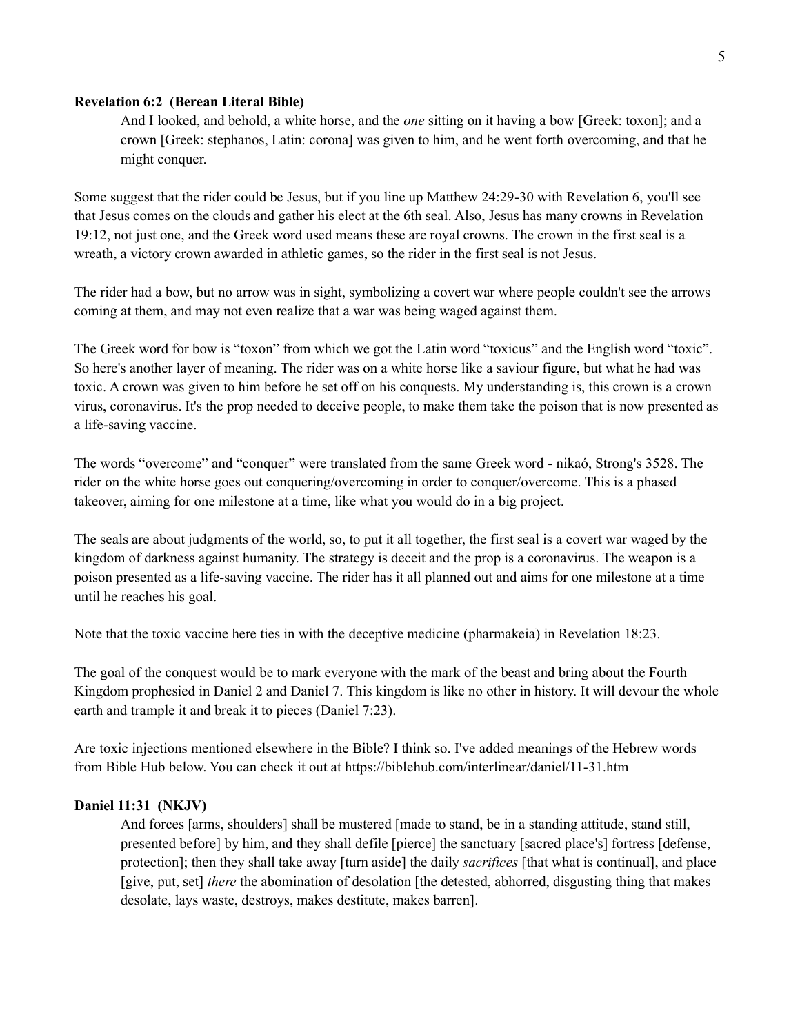**Revelation 6:2 (Berean Literal Bible)**

> And I looked, and behold, a white horse, and the *one* sitting on it having a bow [Greek: toxon]; and a crown [Greek: stephanos, Latin: corona] was given to him, and he went forth overcoming, and that he might conquer.

Some suggest that the rider could be Jesus, but if you line up Matthew 24:29-30 with Revelation 6, you'll see that Jesus comes on the clouds and gather his elect at the 6th seal. Also, Jesus has many crowns in Revelation 19:12, not just one, and the Greek word used means these are royal crowns. The crown in the first seal is a wreath, a victory crown awarded in athletic games, so the rider in the first seal is not Jesus.

The rider had a bow, but no arrow was in sight, symbolizing a covert war where people couldn't see the arrows coming at them, and may not even realize that a war was being waged against them.

The Greek word for bow is "toxon" from which we got the Latin word "toxicus" and the English word "toxic". So here's another layer of meaning. The rider was on a white horse like a saviour figure, but what he had was toxic. A crown was given to him before he set off on his conquests. My understanding is, this crown is a crown virus, coronavirus. It's the prop needed to deceive people, to make them take the poison that is now presented as a life-saving vaccine.

The words "overcome" and "conquer" were translated from the same Greek word - nikaó, Strong's 3528. The rider on the white horse goes out conquering/overcoming in order to conquer/overcome. This is a phased takeover, aiming for one milestone at a time, like what you would do in a big project.

The seals are about judgments of the world, so, to put it all together, the first seal is a covert war waged by the kingdom of darkness against humanity. The strategy is deceit and the prop is a coronavirus. The weapon is a poison presented as a life-saving vaccine. The rider has it all planned out and aims for one milestone at a time until he reaches his goal.

Note that the toxic vaccine here ties in with the deceptive medicine (pharmakeia) in Revelation 18:23.

The goal of the conquest would be to mark everyone with the mark of the beast and bring about the Fourth Kingdom prophesied in Daniel 2 and Daniel 7. This kingdom is like no other in history. It will devour the whole earth and trample it and break it to pieces (Daniel 7:23).

Are toxic injections mentioned elsewhere in the Bible? I think so. I've added meanings of the Hebrew words from Bible Hub below. You can check it out at https://biblehub.com/interlinear/daniel/11-31.htm

**Daniel 11:31 (NKJV)**

> And forces [arms, shoulders] shall be mustered [made to stand, be in a standing attitude, stand still, presented before] by him, and they shall defile [pierce] the sanctuary [sacred place's] fortress [defense, protection]; then they shall take away [turn aside] the daily *sacrifices* [that what is continual], and place [give, put, set] *there* the abomination of desolation [the detested, abhorred, disgusting thing that makes desolate, lays waste, destroys, makes destitute, makes barren].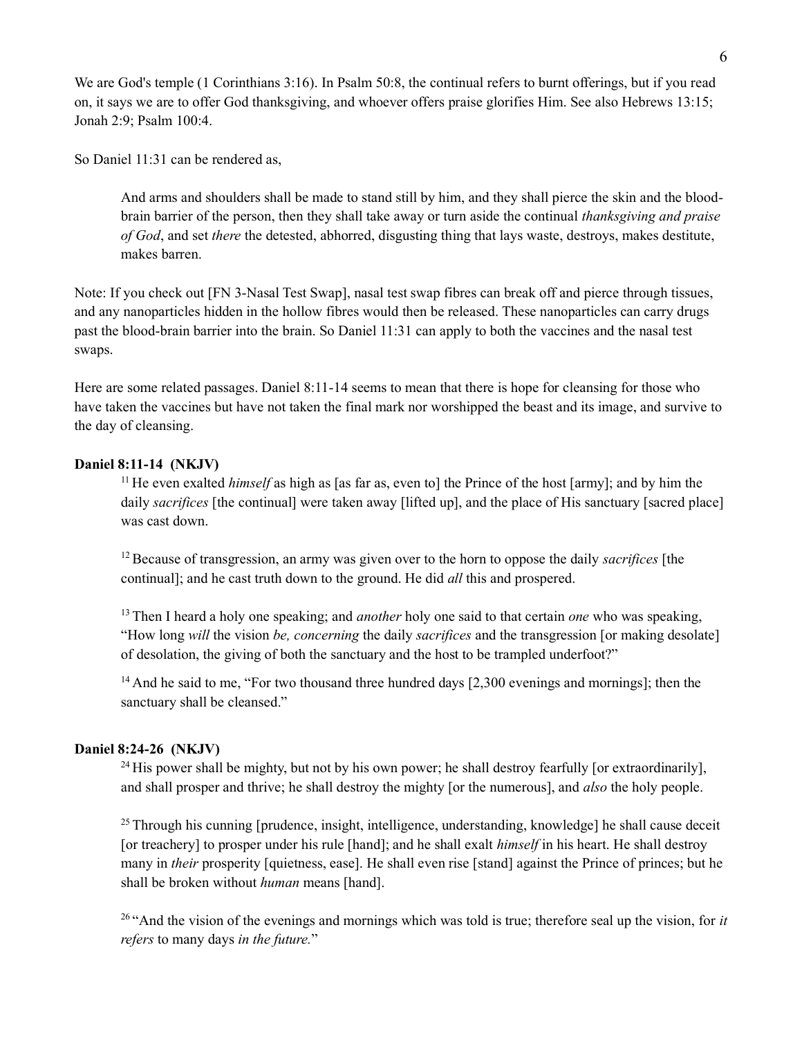We are God's temple (1 Corinthians 3:16). In Psalm 50:8, the continual refers to burnt offerings, but if you read on, it says we are to offer God thanksgiving, and whoever offers praise glorifies Him. See also Hebrews 13:15; Jonah 2:9; Psalm 100:4.

So Daniel 11:31 can be rendered as,

> And arms and shoulders shall be made to stand still by him, and they shall pierce the skin and the blood-brain barrier of the person, then they shall take away or turn aside the continual *thanksgiving and praise of God*, and set *there* the detested, abhorred, disgusting thing that lays waste, destroys, makes destitute, makes barren.

Note: If you check out [FN 3-Nasal Test Swap], nasal test swap fibres can break off and pierce through tissues, and any nanoparticles hidden in the hollow fibres would then be released. These nanoparticles can carry drugs past the blood-brain barrier into the brain. So Daniel 11:31 can apply to both the vaccines and the nasal test swaps.

Here are some related passages. Daniel 8:11-14 seems to mean that there is hope for cleansing for those who have taken the vaccines but have not taken the final mark nor worshipped the beast and its image, and survive to the day of cleansing.

**Daniel 8:11-14 (NKJV)**

> 11 He even exalted *himself* as high as [as far as, even to] the Prince of the host [army]; and by him the daily *sacrifices* [the continual] were taken away [lifted up], and the place of His sanctuary [sacred place] was cast down.
>
> 12 Because of transgression, an army was given over to the horn to oppose the daily *sacrifices* [the continual]; and he cast truth down to the ground. He did *all* this and prospered.
>
> 13 Then I heard a holy one speaking; and *another* holy one said to that certain *one* who was speaking, "How long *will* the vision *be, concerning* the daily *sacrifices* and the transgression [or making desolate] of desolation, the giving of both the sanctuary and the host to be trampled underfoot?"
>
> 14 And he said to me, "For two thousand three hundred days [2,300 evenings and mornings]; then the sanctuary shall be cleansed."

**Daniel 8:24-26 (NKJV)**

> 24 His power shall be mighty, but not by his own power; he shall destroy fearfully [or extraordinarily], and shall prosper and thrive; he shall destroy the mighty [or the numerous], and *also* the holy people.
>
> 25 Through his cunning [prudence, insight, intelligence, understanding, knowledge] he shall cause deceit [or treachery] to prosper under his rule [hand]; and he shall exalt *himself* in his heart. He shall destroy many in *their* prosperity [quietness, ease]. He shall even rise [stand] against the Prince of princes; but he shall be broken without *human* means [hand].
>
> 26 "And the vision of the evenings and mornings which was told is true; therefore seal up the vision, for *it refers* to many days *in the future.*"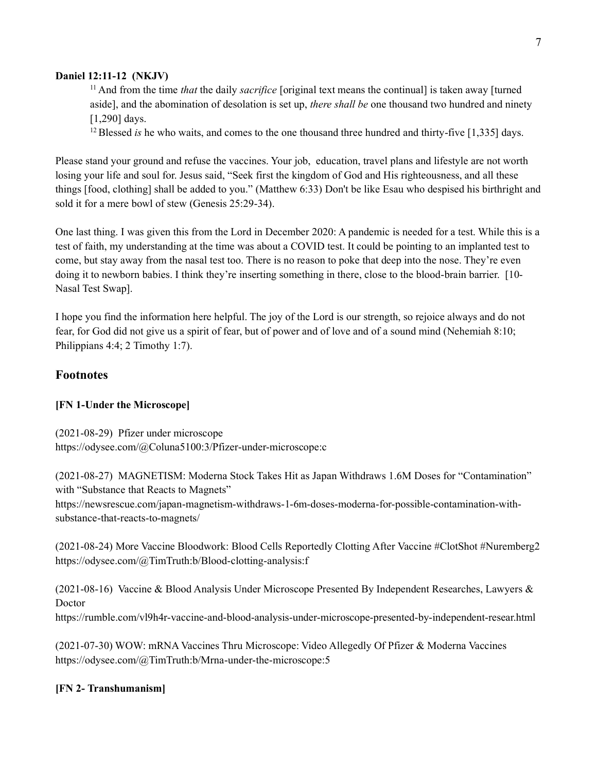**Daniel 12:11-12 (NKJV)**

> [11] And from the time *that* the daily *sacrifice* [original text means the continual] is taken away [turned aside], and the abomination of desolation is set up, *there shall be* one thousand two hundred and ninety [1,290] days.
>
> [12] Blessed *is* he who waits, and comes to the one thousand three hundred and thirty-five [1,335] days.

Please stand your ground and refuse the vaccines. Your job, education, travel plans and lifestyle are not worth losing your life and soul for. Jesus said, "Seek first the kingdom of God and His righteousness, and all these things [food, clothing] shall be added to you." (Matthew 6:33) Don't be like Esau who despised his birthright and sold it for a mere bowl of stew (Genesis 25:29-34).

One last thing. I was given this from the Lord in December 2020: A pandemic is needed for a test. While this is a test of faith, my understanding at the time was about a COVID test. It could be pointing to an implanted test to come, but stay away from the nasal test too. There is no reason to poke that deep into the nose. They're even doing it to newborn babies. I think they're inserting something in there, close to the blood-brain barrier. [10-Nasal Test Swap].

I hope you find the information here helpful. The joy of the Lord is our strength, so rejoice always and do not fear, for God did not give us a spirit of fear, but of power and of love and of a sound mind (Nehemiah 8:10; Philippians 4:4; 2 Timothy 1:7).

## Footnotes

**[FN 1-Under the Microscope]**

(2021-08-29) Pfizer under microscope
https://odysee.com/@Coluna5100:3/Pfizer-under-microscope:c

(2021-08-27) MAGNETISM: Moderna Stock Takes Hit as Japan Withdraws 1.6M Doses for "Contamination" with "Substance that Reacts to Magnets"
https://newsrescue.com/japan-magnetism-withdraws-1-6m-doses-moderna-for-possible-contamination-with-substance-that-reacts-to-magnets/

(2021-08-24) More Vaccine Bloodwork: Blood Cells Reportedly Clotting After Vaccine #ClotShot #Nuremberg2
https://odysee.com/@TimTruth:b/Blood-clotting-analysis:f

(2021-08-16) Vaccine & Blood Analysis Under Microscope Presented By Independent Researches, Lawyers & Doctor
https://rumble.com/vl9h4r-vaccine-and-blood-analysis-under-microscope-presented-by-independent-resear.html

(2021-07-30) WOW: mRNA Vaccines Thru Microscope: Video Allegedly Of Pfizer & Moderna Vaccines
https://odysee.com/@TimTruth:b/Mrna-under-the-microscope:5

**[FN 2- Transhumanism]**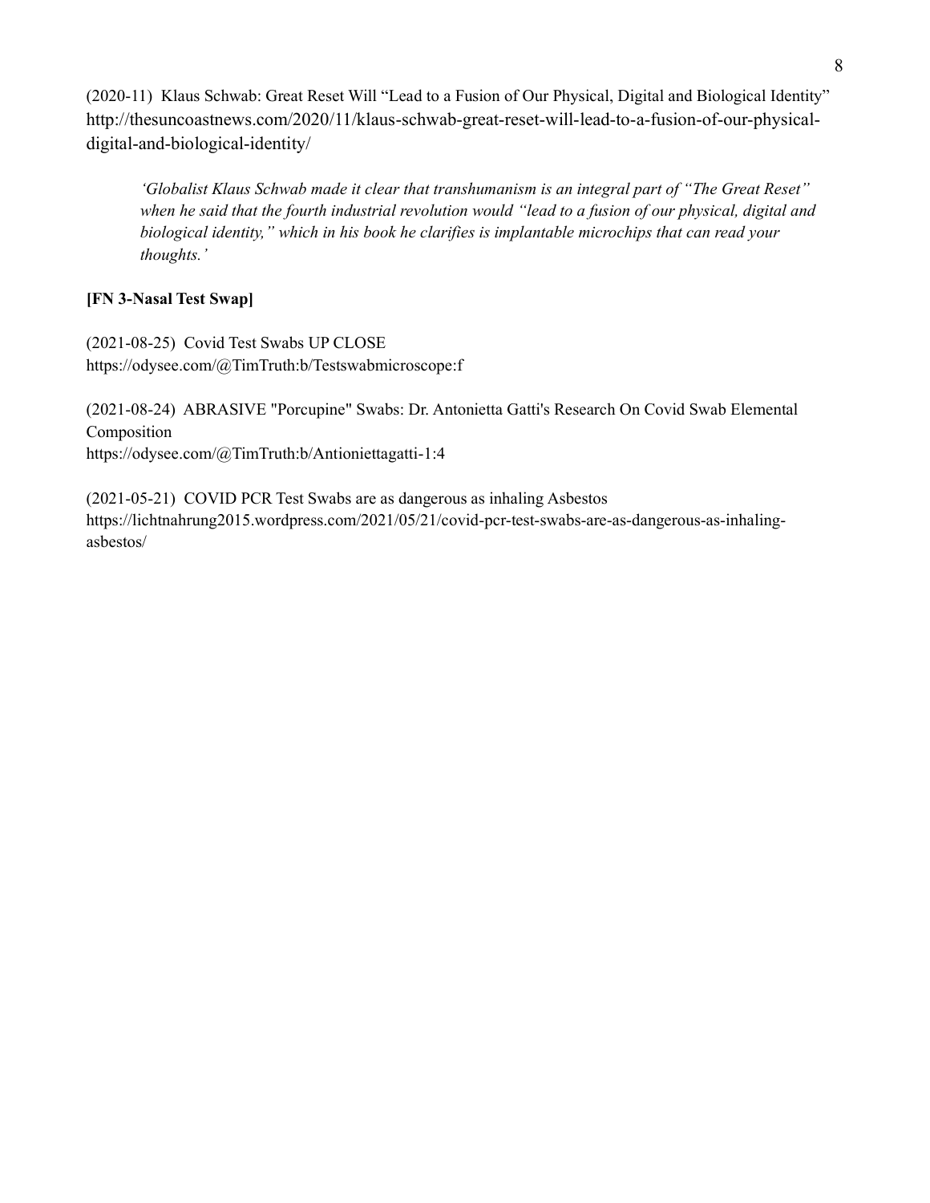(2020-11) Klaus Schwab: Great Reset Will "Lead to a Fusion of Our Physical, Digital and Biological Identity"
http://thesuncoastnews.com/2020/11/klaus-schwab-great-reset-will-lead-to-a-fusion-of-our-physical-digital-and-biological-identity/

> *'Globalist Klaus Schwab made it clear that transhumanism is an integral part of "The Great Reset" when he said that the fourth industrial revolution would "lead to a fusion of our physical, digital and biological identity," which in his book he clarifies is implantable microchips that can read your thoughts.'*

**[FN 3-Nasal Test Swap]**

(2021-08-25) Covid Test Swabs UP CLOSE
https://odysee.com/@TimTruth:b/Testswabmicroscope:f

(2021-08-24) ABRASIVE "Porcupine" Swabs: Dr. Antonietta Gatti's Research On Covid Swab Elemental Composition
https://odysee.com/@TimTruth:b/Antioniettagatti-1:4

(2021-05-21) COVID PCR Test Swabs are as dangerous as inhaling Asbestos
https://lichtnahrung2015.wordpress.com/2021/05/21/covid-pcr-test-swabs-are-as-dangerous-as-inhaling-asbestos/